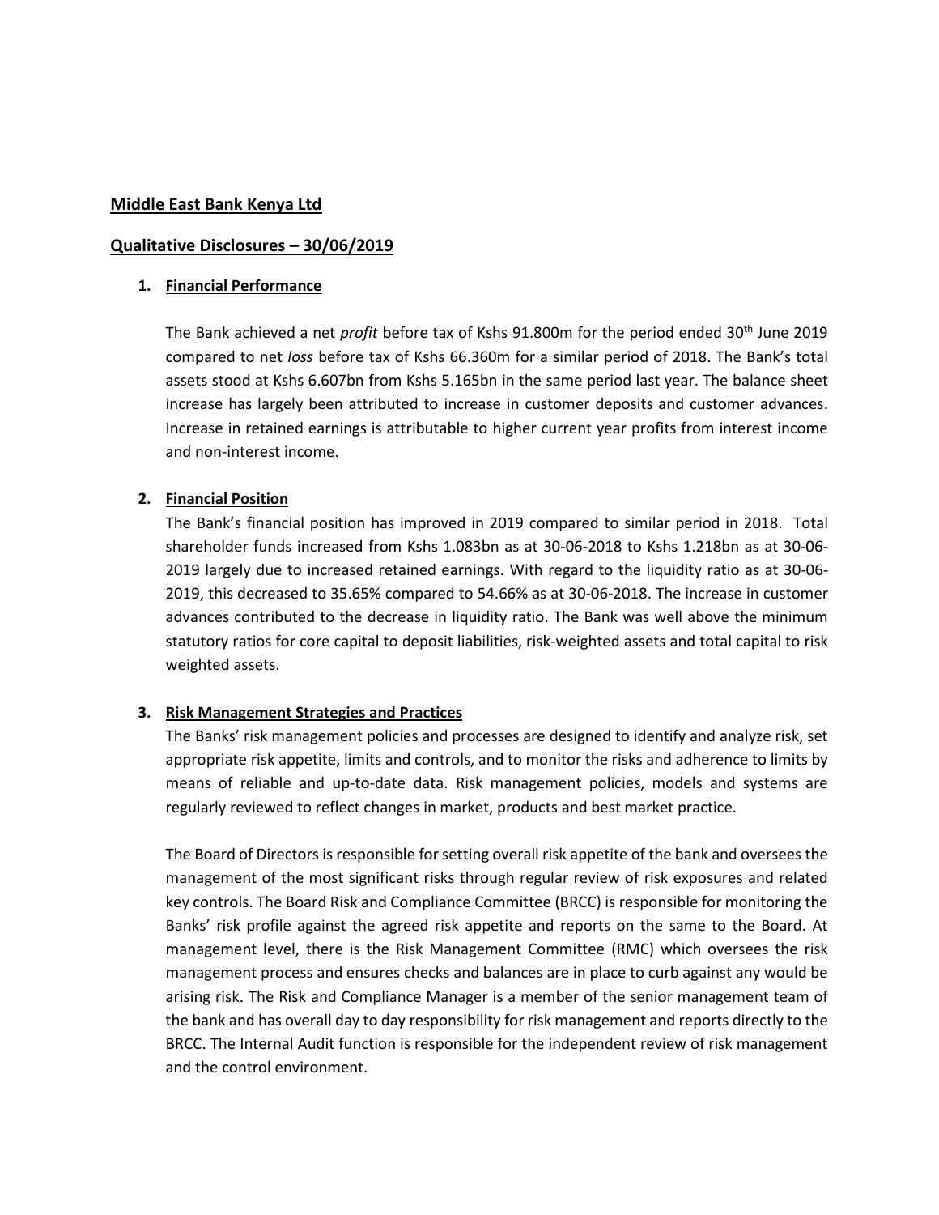**Middle East Bank Kenya Ltd**

**Qualitative Disclosures – 30/06/2019**

1. **Financial Performance**

   The Bank achieved a net *profit* before tax of Kshs 91.800m for the period ended 30th June 2019 compared to net *loss* before tax of Kshs 66.360m for a similar period of 2018. The Bank's total assets stood at Kshs 6.607bn from Kshs 5.165bn in the same period last year. The balance sheet increase has largely been attributed to increase in customer deposits and customer advances. Increase in retained earnings is attributable to higher current year profits from interest income and non-interest income.

2. **Financial Position**

   The Bank's financial position has improved in 2019 compared to similar period in 2018. Total shareholder funds increased from Kshs 1.083bn as at 30-06-2018 to Kshs 1.218bn as at 30-06-2019 largely due to increased retained earnings. With regard to the liquidity ratio as at 30-06-2019, this decreased to 35.65% compared to 54.66% as at 30-06-2018. The increase in customer advances contributed to the decrease in liquidity ratio. The Bank was well above the minimum statutory ratios for core capital to deposit liabilities, risk-weighted assets and total capital to risk weighted assets.

3. **Risk Management Strategies and Practices**

   The Banks' risk management policies and processes are designed to identify and analyze risk, set appropriate risk appetite, limits and controls, and to monitor the risks and adherence to limits by means of reliable and up-to-date data. Risk management policies, models and systems are regularly reviewed to reflect changes in market, products and best market practice.

   The Board of Directors is responsible for setting overall risk appetite of the bank and oversees the management of the most significant risks through regular review of risk exposures and related key controls. The Board Risk and Compliance Committee (BRCC) is responsible for monitoring the Banks' risk profile against the agreed risk appetite and reports on the same to the Board. At management level, there is the Risk Management Committee (RMC) which oversees the risk management process and ensures checks and balances are in place to curb against any would be arising risk. The Risk and Compliance Manager is a member of the senior management team of the bank and has overall day to day responsibility for risk management and reports directly to the BRCC. The Internal Audit function is responsible for the independent review of risk management and the control environment.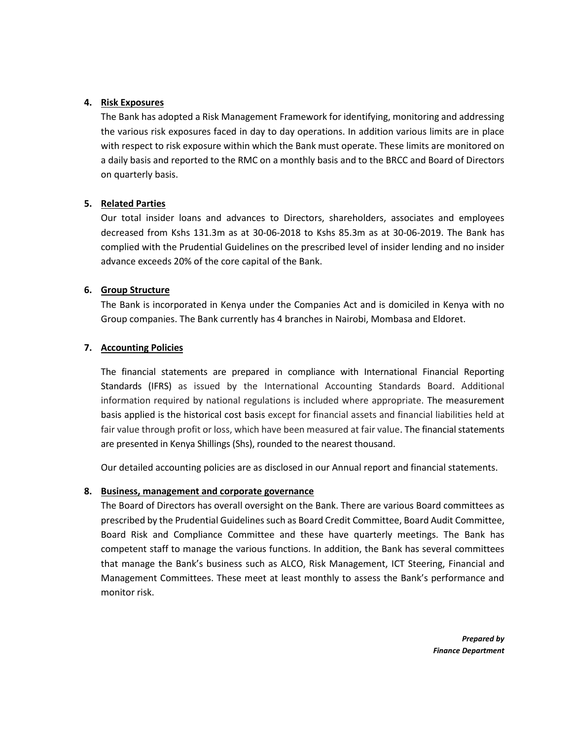## 4. Risk Exposures

The Bank has adopted a Risk Management Framework for identifying, monitoring and addressing the various risk exposures faced in day to day operations. In addition various limits are in place with respect to risk exposure within which the Bank must operate. These limits are monitored on a daily basis and reported to the RMC on a monthly basis and to the BRCC and Board of Directors on quarterly basis.

## 5. Related Parties

Our total insider loans and advances to Directors, shareholders, associates and employees decreased from Kshs 131.3m as at 30-06-2018 to Kshs 85.3m as at 30-06-2019. The Bank has complied with the Prudential Guidelines on the prescribed level of insider lending and no insider advance exceeds 20% of the core capital of the Bank.

## 6. Group Structure

The Bank is incorporated in Kenya under the Companies Act and is domiciled in Kenya with no Group companies. The Bank currently has 4 branches in Nairobi, Mombasa and Eldoret.

## 7. Accounting Policies

The financial statements are prepared in compliance with International Financial Reporting Standards (IFRS) as issued by the International Accounting Standards Board. Additional information required by national regulations is included where appropriate. The measurement basis applied is the historical cost basis except for financial assets and financial liabilities held at fair value through profit or loss, which have been measured at fair value. The financial statements are presented in Kenya Shillings (Shs), rounded to the nearest thousand.

Our detailed accounting policies are as disclosed in our Annual report and financial statements.

## 8. Business, management and corporate governance

The Board of Directors has overall oversight on the Bank. There are various Board committees as prescribed by the Prudential Guidelines such as Board Credit Committee, Board Audit Committee, Board Risk and Compliance Committee and these have quarterly meetings. The Bank has competent staff to manage the various functions. In addition, the Bank has several committees that manage the Bank's business such as ALCO, Risk Management, ICT Steering, Financial and Management Committees. These meet at least monthly to assess the Bank's performance and monitor risk.

***Prepared by***
***Finance Department***